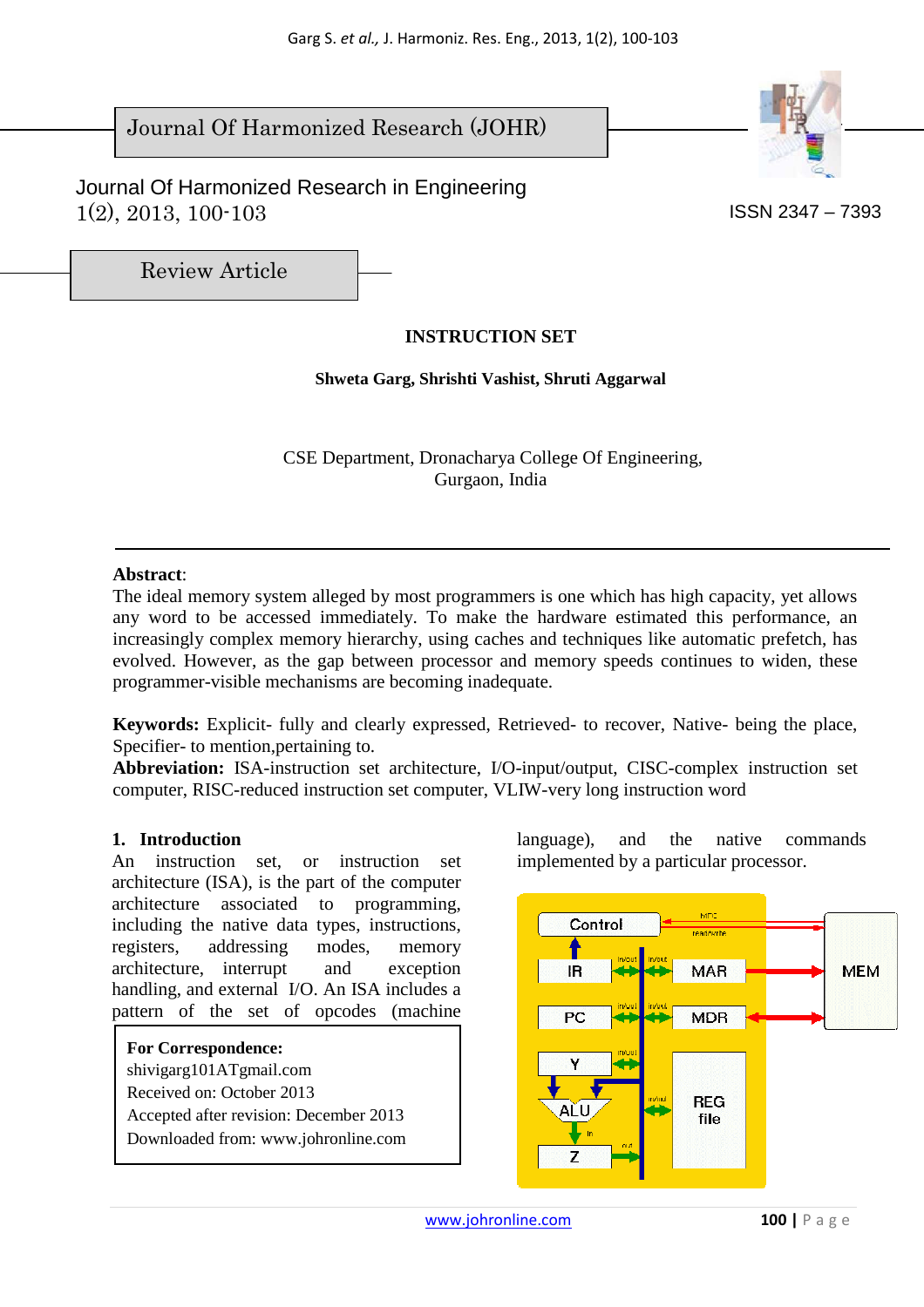Journal Of Harmonized Research (JOHR)

Journal Of Harmonized Research in Engineering
1(2), 2013, 100-103

ISSN 2347 – 7393

Review Article

# INSTRUCTION SET

**Shweta Garg, Shrishti Vashist, Shruti Aggarwal**

CSE Department, Dronacharya College Of Engineering,
Gurgaon, India

**Abstract**:
The ideal memory system alleged by most programmers is one which has high capacity, yet allows any word to be accessed immediately. To make the hardware estimated this performance, an increasingly complex memory hierarchy, using caches and techniques like automatic prefetch, has evolved. However, as the gap between processor and memory speeds continues to widen, these programmer-visible mechanisms are becoming inadequate.

**Keywords:** Explicit- fully and clearly expressed, Retrieved- to recover, Native- being the place, Specifier- to mention,pertaining to.
**Abbreviation:** ISA-instruction set architecture, I/O-input/output, CISC-complex instruction set computer, RISC-reduced instruction set computer, VLIW-very long instruction word

## 1. Introduction

An instruction set, or instruction set architecture (ISA), is the part of the computer architecture associated to programming, including the native data types, instructions, registers, addressing modes, memory architecture, interrupt and exception handling, and external I/O. An ISA includes a pattern of the set of opcodes (machine language), and the native commands implemented by a particular processor.

**For Correspondence:**
shivigarg101ATgmail.com
Received on: October 2013
Accepted after revision: December 2013
Downloaded from: www.johronline.com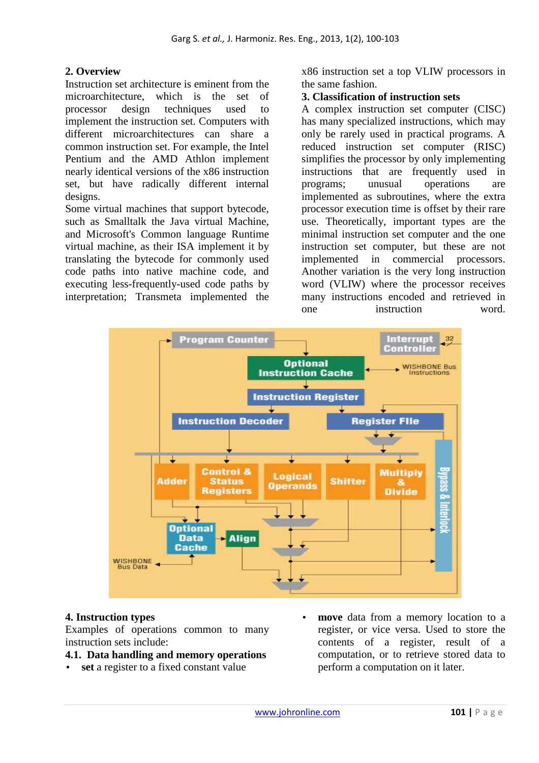## 2. Overview

Instruction set architecture is eminent from the microarchitecture, which is the set of processor design techniques used to implement the instruction set. Computers with different microarchitectures can share a common instruction set. For example, the Intel Pentium and the AMD Athlon implement nearly identical versions of the x86 instruction set, but have radically different internal designs.

Some virtual machines that support bytecode, such as Smalltalk the Java virtual Machine, and Microsoft's Common language Runtime virtual machine, as their ISA implement it by translating the bytecode for commonly used code paths into native machine code, and executing less-frequently-used code paths by interpretation; Transmeta implemented the x86 instruction set a top VLIW processors in the same fashion.

## 3. Classification of instruction sets

A complex instruction set computer (CISC) has many specialized instructions, which may only be rarely used in practical programs. A reduced instruction set computer (RISC) simplifies the processor by only implementing instructions that are frequently used in programs; unusual operations are implemented as subroutines, where the extra processor execution time is offset by their rare use. Theoretically, important types are the minimal instruction set computer and the one instruction set computer, but these are not implemented in commercial processors. Another variation is the very long instruction word (VLIW) where the processor receives many instructions encoded and retrieved in one instruction word.

## 4. Instruction types

Examples of operations common to many instruction sets include:

### 4.1. Data handling and memory operations

- **set** a register to a fixed constant value
- **move** data from a memory location to a register, or vice versa. Used to store the contents of a register, result of a computation, or to retrieve stored data to perform a computation on it later.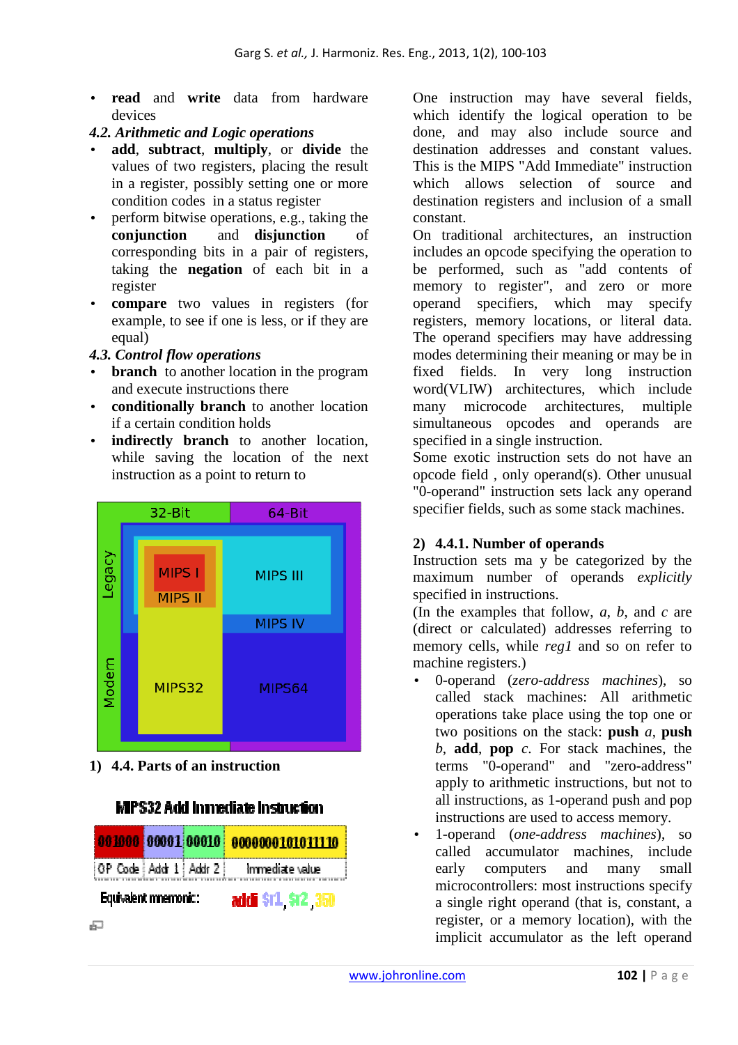- **read** and **write** data from hardware devices

### *4.2. Arithmetic and Logic operations*

- **add**, **subtract**, **multiply**, or **divide** the values of two registers, placing the result in a register, possibly setting one or more condition codes in a status register
- perform bitwise operations, e.g., taking the **conjunction** and **disjunction** of corresponding bits in a pair of registers, taking the **negation** of each bit in a register
- **compare** two values in registers (for example, to see if one is less, or if they are equal)

### *4.3. Control flow operations*

- **branch** to another location in the program and execute instructions there
- **conditionally branch** to another location if a certain condition holds
- **indirectly branch** to another location, while saving the location of the next instruction as a point to return to

### 1) 4.4. Parts of an instruction

**MIPS32 Add Immediate Instruction**

| 001000 | 00001 | 00010 | 0000000101011110 |
|---|---|---|---|
| OP Code | Addr 1 | Addr 2 | Immediate value |

Equivalent mnemonic: addi $r1, $r2, 350

One instruction may have several fields, which identify the logical operation to be done, and may also include source and destination addresses and constant values. This is the MIPS "Add Immediate" instruction which allows selection of source and destination registers and inclusion of a small constant.

On traditional architectures, an instruction includes an opcode specifying the operation to be performed, such as "add contents of memory to register", and zero or more operand specifiers, which may specify registers, memory locations, or literal data. The operand specifiers may have addressing modes determining their meaning or may be in fixed fields. In very long instruction word(VLIW) architectures, which include many microcode architectures, multiple simultaneous opcodes and operands are specified in a single instruction.

Some exotic instruction sets do not have an opcode field , only operand(s). Other unusual "0-operand" instruction sets lack any operand specifier fields, such as some stack machines.

### 2) 4.4.1. Number of operands

Instruction sets ma y be categorized by the maximum number of operands *explicitly* specified in instructions.

(In the examples that follow, *a*, *b*, and *c* are (direct or calculated) addresses referring to memory cells, while *reg1* and so on refer to machine registers.)

- 0-operand (*zero-address machines*), so called stack machines: All arithmetic operations take place using the top one or two positions on the stack: **push** *a*, **push** *b*, **add**, **pop** *c*. For stack machines, the terms "0-operand" and "zero-address" apply to arithmetic instructions, but not to all instructions, as 1-operand push and pop instructions are used to access memory.
- 1-operand (*one-address machines*), so called accumulator machines, include early computers and many small microcontrollers: most instructions specify a single right operand (that is, constant, a register, or a memory location), with the implicit accumulator as the left operand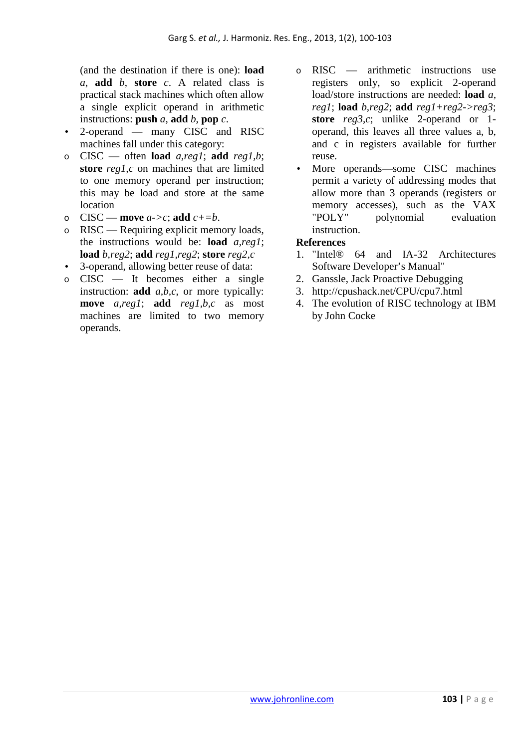(and the destination if there is one): **load** *a*, **add** *b*, **store** *c*. A related class is practical stack machines which often allow a single explicit operand in arithmetic instructions: **push** *a*, **add** *b*, **pop** *c*.

- 2-operand — many CISC and RISC machines fall under this category:
  - CISC — often **load** *a,reg1*; **add** *reg1,b*; **store** *reg1,c* on machines that are limited to one memory operand per instruction; this may be load and store at the same location
  - CISC — **move** *a->c*; **add** *c+=b*.
  - RISC — Requiring explicit memory loads, the instructions would be: **load** *a,reg1*; **load** *b,reg2*; **add** *reg1,reg2*; **store** *reg2,c*
- 3-operand, allowing better reuse of data:
  - CISC — It becomes either a single instruction: **add** *a,b,c*, or more typically: **move** *a,reg1*; **add** *reg1,b,c* as most machines are limited to two memory operands.
  - RISC — arithmetic instructions use registers only, so explicit 2-operand load/store instructions are needed: **load** *a, reg1*; **load** *b,reg2*; **add** *reg1+reg2->reg3*; **store** *reg3,c*; unlike 2-operand or 1-operand, this leaves all three values a, b, and c in registers available for further reuse.
- More operands—some CISC machines permit a variety of addressing modes that allow more than 3 operands (registers or memory accesses), such as the VAX "POLY" polynomial evaluation instruction.

## References

1. "Intel® 64 and IA-32 Architectures Software Developer's Manual"
2. Ganssle, Jack Proactive Debugging
3. http://cpushack.net/CPU/cpu7.html
4. The evolution of RISC technology at IBM by John Cocke